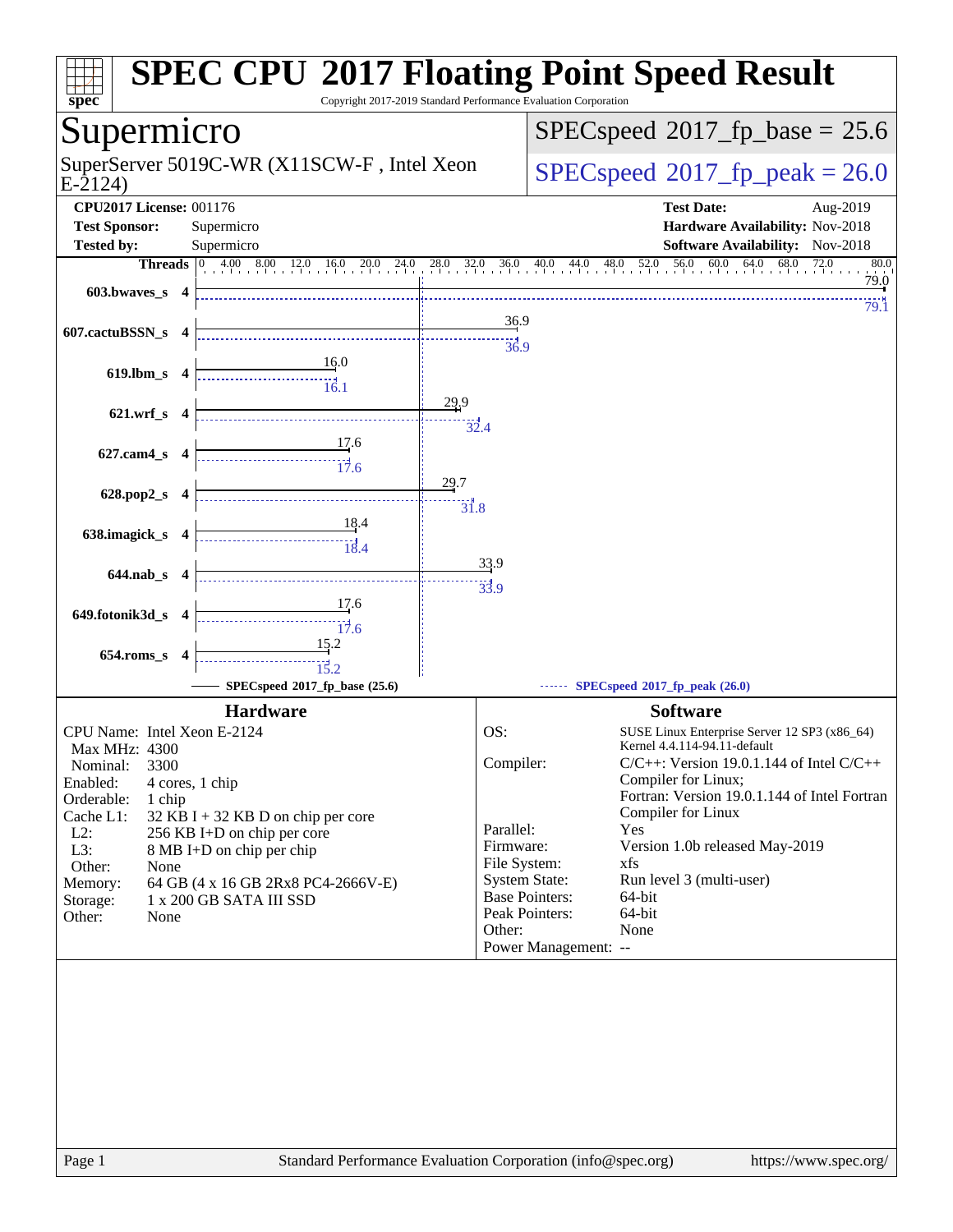# SPEC CPU 2017 Floating Point Speed Result

Copyright 2017-2019 Standard Performance Evaluation Corporation

## Supermicro

SuperServer 5019C-WR (X11SCW-F , Intel Xeon E-2124)

SPECspeed 2017_fp_base = 25.6

SPECspeed 2017_fp_peak = 26.0

**CPU2017 License:** 001176
**Test Sponsor:** Supermicro
**Tested by:** Supermicro

**Test Date:** Aug-2019
**Hardware Availability:** Nov-2018
**Software Availability:** Nov-2018

| Benchmark | Threads | Base | Peak |
|---|---|---|---|
| 603.bwaves_s | 4 | 79.0 | 79.1 |
| 607.cactuBSSN_s | 4 | 36.9 | 36.9 |
| 619.lbm_s | 4 | 16.0 | 16.1 |
| 621.wrf_s | 4 | 29.9 | 32.4 |
| 627.cam4_s | 4 | 17.6 | 17.6 |
| 628.pop2_s | 4 | 29.7 | 31.8 |
| 638.imagick_s | 4 | 18.4 | 18.4 |
| 644.nab_s | 4 | 33.9 | 33.9 |
| 649.fotonik3d_s | 4 | 17.6 | 17.6 |
| 654.roms_s | 4 | 15.2 | 15.2 |

SPECspeed 2017_fp_base (25.6) — SPECspeed 2017_fp_peak (26.0)

### Hardware

- CPU Name: Intel Xeon E-2124
- Max MHz: 4300
- Nominal: 3300
- Enabled: 4 cores, 1 chip
- Orderable: 1 chip
- Cache L1: 32 KB I + 32 KB D on chip per core
- L2: 256 KB I+D on chip per core
- L3: 8 MB I+D on chip per chip
- Other: None
- Memory: 64 GB (4 x 16 GB 2Rx8 PC4-2666V-E)
- Storage: 1 x 200 GB SATA III SSD
- Other: None

### Software

- OS: SUSE Linux Enterprise Server 12 SP3 (x86_64) Kernel 4.4.114-94.11-default
- Compiler: C/C++: Version 19.0.1.144 of Intel C/C++ Compiler for Linux; Fortran: Version 19.0.1.144 of Intel Fortran Compiler for Linux
- Parallel: Yes
- Firmware: Version 1.0b released May-2019
- File System: xfs
- System State: Run level 3 (multi-user)
- Base Pointers: 64-bit
- Peak Pointers: 64-bit
- Other: None
- Power Management: --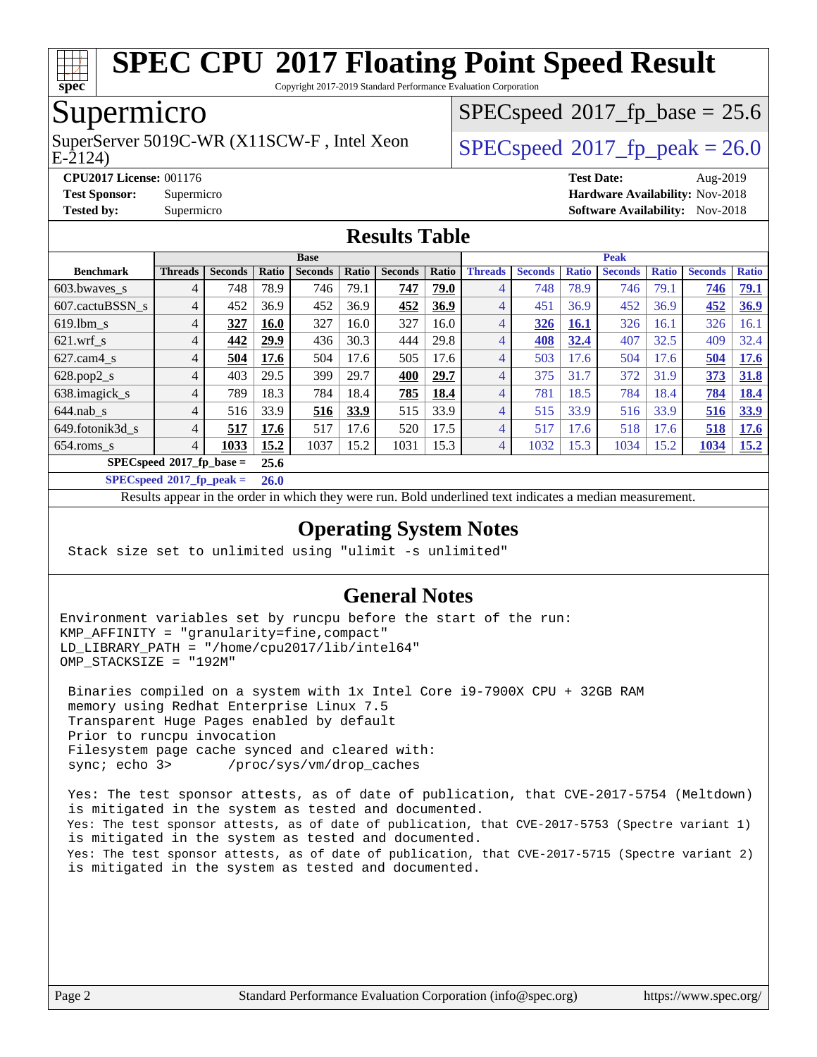# SPEC CPU 2017 Floating Point Speed Result

Copyright 2017-2019 Standard Performance Evaluation Corporation

## Supermicro

SuperServer 5019C-WR (X11SCW-F , Intel Xeon E-2124)

SPECspeed 2017_fp_base = 25.6

SPECspeed 2017_fp_peak = 26.0

**CPU2017 License:** 001176
**Test Sponsor:** Supermicro
**Tested by:** Supermicro

**Test Date:** Aug-2019
**Hardware Availability:** Nov-2018
**Software Availability:** Nov-2018

## Results Table

| | Base | | | | | | | Peak | | | | | | |
|---|---|---|---|---|---|---|---|---|---|---|---|---|---|---|
| **Benchmark** | **Threads** | **Seconds** | **Ratio** | **Seconds** | **Ratio** | **Seconds** | **Ratio** | **Threads** | **Seconds** | **Ratio** | **Seconds** | **Ratio** | **Seconds** | **Ratio** |
| 603.bwaves_s | 4 | 748 | 78.9 | 746 | 79.1 | **747** | **79.0** | 4 | 748 | 78.9 | 746 | 79.1 | **746** | **79.1** |
| 607.cactuBSSN_s | 4 | 452 | 36.9 | 452 | 36.9 | **452** | **36.9** | 4 | 451 | 36.9 | 452 | 36.9 | **452** | **36.9** |
| 619.lbm_s | 4 | **327** | **16.0** | 327 | 16.0 | 327 | 16.0 | 4 | **326** | **16.1** | 326 | 16.1 | 326 | 16.1 |
| 621.wrf_s | 4 | **442** | **29.9** | 436 | 30.3 | 444 | 29.8 | 4 | **408** | **32.4** | 407 | 32.5 | 409 | 32.4 |
| 627.cam4_s | 4 | **504** | **17.6** | 504 | 17.6 | 505 | 17.6 | 4 | 503 | 17.6 | 504 | 17.6 | **504** | **17.6** |
| 628.pop2_s | 4 | 403 | 29.5 | 399 | 29.7 | **400** | **29.7** | 4 | 375 | 31.7 | 372 | 31.9 | **373** | **31.8** |
| 638.imagick_s | 4 | 789 | 18.3 | 784 | 18.4 | **785** | **18.4** | 4 | 781 | 18.5 | 784 | 18.4 | **784** | **18.4** |
| 644.nab_s | 4 | 516 | 33.9 | **516** | **33.9** | 515 | 33.9 | 4 | 515 | 33.9 | 516 | 33.9 | **516** | **33.9** |
| 649.fotonik3d_s | 4 | **517** | **17.6** | 517 | 17.6 | 520 | 17.5 | 4 | 517 | 17.6 | 518 | 17.6 | **518** | **17.6** |
| 654.roms_s | 4 | **1033** | **15.2** | 1037 | 15.2 | 1031 | 15.3 | 4 | 1032 | 15.3 | 1034 | 15.2 | **1034** | **15.2** |
| **SPECspeed 2017_fp_base =** | **25.6** | | | | | | | | | | | | | |
| **SPECspeed 2017_fp_peak =** | **26.0** | | | | | | | | | | | | | |

Results appear in the order in which they were run. Bold underlined text indicates a median measurement.

## Operating System Notes

```
Stack size set to unlimited using "ulimit -s unlimited"
```

## General Notes

```
Environment variables set by runcpu before the start of the run:
KMP_AFFINITY = "granularity=fine,compact"
LD_LIBRARY_PATH = "/home/cpu2017/lib/intel64"
OMP_STACKSIZE = "192M"

 Binaries compiled on a system with 1x Intel Core i9-7900X CPU + 32GB RAM
 memory using Redhat Enterprise Linux 7.5
 Transparent Huge Pages enabled by default
 Prior to runcpu invocation
 Filesystem page cache synced and cleared with:
 sync; echo 3>       /proc/sys/vm/drop_caches

 Yes: The test sponsor attests, as of date of publication, that CVE-2017-5754 (Meltdown)
 is mitigated in the system as tested and documented.
 Yes: The test sponsor attests, as of date of publication, that CVE-2017-5753 (Spectre variant 1)
 is mitigated in the system as tested and documented.
 Yes: The test sponsor attests, as of date of publication, that CVE-2017-5715 (Spectre variant 2)
 is mitigated in the system as tested and documented.
```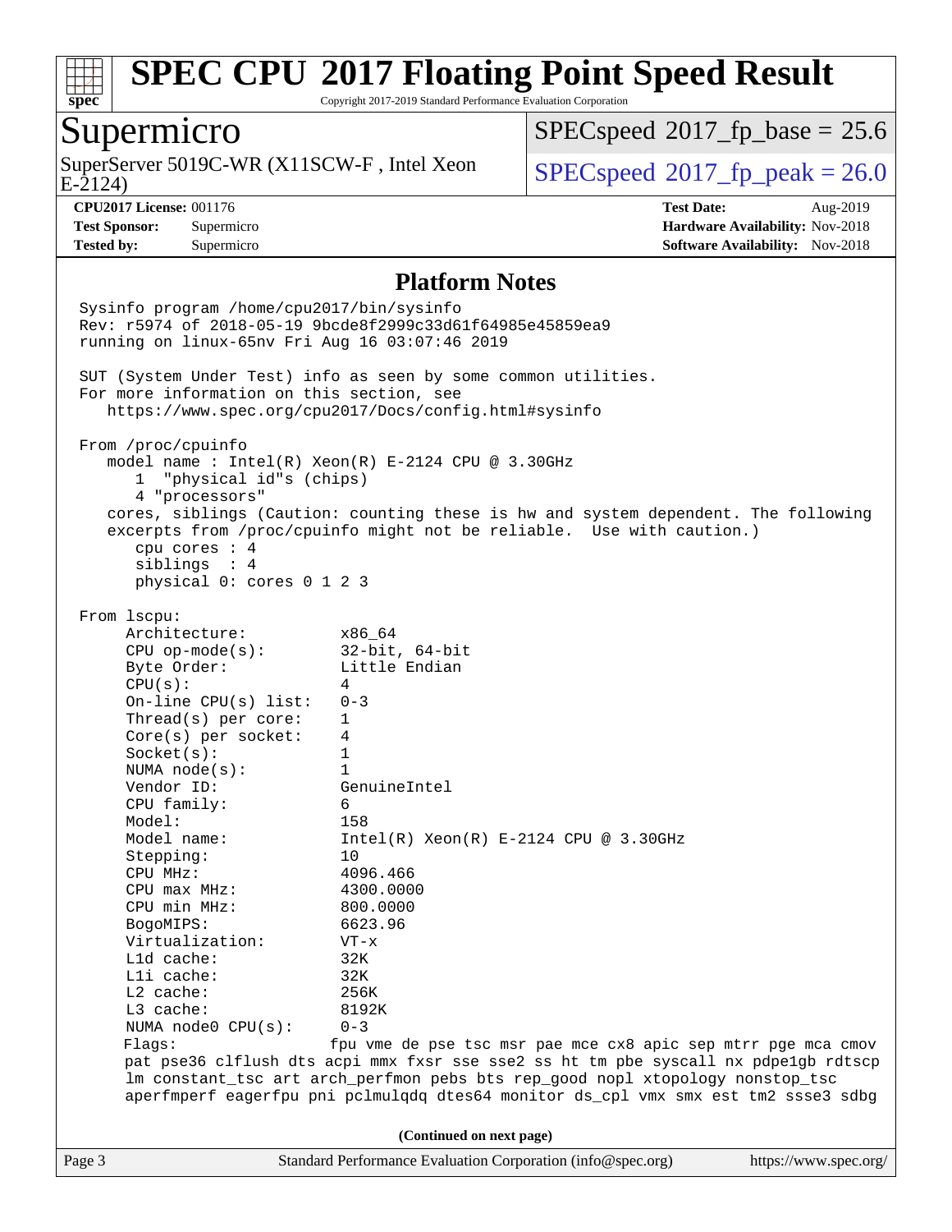# SPEC CPU 2017 Floating Point Speed Result

Copyright 2017-2019 Standard Performance Evaluation Corporation

## Supermicro

SuperServer 5019C-WR (X11SCW-F , Intel Xeon E-2124)

SPECspeed 2017_fp_base = 25.6

SPECspeed 2017_fp_peak = 26.0

**CPU2017 License:** 001176
**Test Sponsor:** Supermicro
**Tested by:** Supermicro

**Test Date:** Aug-2019
**Hardware Availability:** Nov-2018
**Software Availability:** Nov-2018

### Platform Notes

```
Sysinfo program /home/cpu2017/bin/sysinfo
Rev: r5974 of 2018-05-19 9bcde8f2999c33d61f64985e45859ea9
running on linux-65nv Fri Aug 16 03:07:46 2019

SUT (System Under Test) info as seen by some common utilities.
For more information on this section, see
   https://www.spec.org/cpu2017/Docs/config.html#sysinfo

From /proc/cpuinfo
   model name : Intel(R) Xeon(R) E-2124 CPU @ 3.30GHz
      1  "physical id"s (chips)
      4 "processors"
   cores, siblings (Caution: counting these is hw and system dependent. The following
   excerpts from /proc/cpuinfo might not be reliable.  Use with caution.)
      cpu cores : 4
      siblings  : 4
      physical 0: cores 0 1 2 3

From lscpu:
     Architecture:          x86_64
     CPU op-mode(s):        32-bit, 64-bit
     Byte Order:            Little Endian
     CPU(s):                4
     On-line CPU(s) list:   0-3
     Thread(s) per core:    1
     Core(s) per socket:    4
     Socket(s):             1
     NUMA node(s):          1
     Vendor ID:             GenuineIntel
     CPU family:            6
     Model:                 158
     Model name:            Intel(R) Xeon(R) E-2124 CPU @ 3.30GHz
     Stepping:              10
     CPU MHz:               4096.466
     CPU max MHz:           4300.0000
     CPU min MHz:           800.0000
     BogoMIPS:              6623.96
     Virtualization:        VT-x
     L1d cache:             32K
     L1i cache:             32K
     L2 cache:              256K
     L3 cache:              8192K
     NUMA node0 CPU(s):     0-3
     Flags:                fpu vme de pse tsc msr pae mce cx8 apic sep mtrr pge mca cmov
     pat pse36 clflush dts acpi mmx fxsr sse sse2 ss ht tm pbe syscall nx pdpe1gb rdtscp
     lm constant_tsc art arch_perfmon pebs bts rep_good nopl xtopology nonstop_tsc
     aperfmperf eagerfpu pni pclmulqdq dtes64 monitor ds_cpl vmx smx est tm2 ssse3 sdbg
```

(Continued on next page)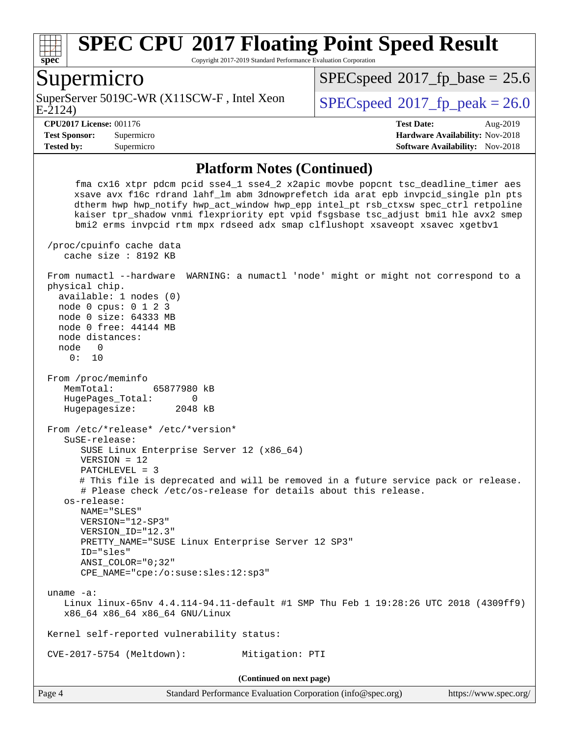## Platform Notes (Continued)

```
     fma cx16 xtpr pdcm pcid sse4_1 sse4_2 x2apic movbe popcnt tsc_deadline_timer aes
     xsave avx f16c rdrand lahf_lm abm 3dnowprefetch ida arat epb invpcid_single pln pts
     dtherm hwp hwp_notify hwp_act_window hwp_epp intel_pt rsb_ctxsw spec_ctrl retpoline
     kaiser tpr_shadow vnmi flexpriority ept vpid fsgsbase tsc_adjust bmi1 hle avx2 smep
     bmi2 erms invpcid rtm mpx rdseed adx smap clflushopt xsaveopt xsavec xgetbv1

/proc/cpuinfo cache data
   cache size : 8192 KB

From numactl --hardware  WARNING: a numactl 'node' might or might not correspond to a
physical chip.
  available: 1 nodes (0)
  node 0 cpus: 0 1 2 3
  node 0 size: 64333 MB
  node 0 free: 44144 MB
  node distances:
  node   0
    0:  10

From /proc/meminfo
   MemTotal:       65877980 kB
   HugePages_Total:       0
   Hugepagesize:       2048 kB

From /etc/*release* /etc/*version*
   SuSE-release:
      SUSE Linux Enterprise Server 12 (x86_64)
      VERSION = 12
      PATCHLEVEL = 3
      # This file is deprecated and will be removed in a future service pack or release.
      # Please check /etc/os-release for details about this release.
   os-release:
      NAME="SLES"
      VERSION="12-SP3"
      VERSION_ID="12.3"
      PRETTY_NAME="SUSE Linux Enterprise Server 12 SP3"
      ID="sles"
      ANSI_COLOR="0;32"
      CPE_NAME="cpe:/o:suse:sles:12:sp3"

uname -a:
   Linux linux-65nv 4.4.114-94.11-default #1 SMP Thu Feb 1 19:28:26 UTC 2018 (4309ff9)
   x86_64 x86_64 x86_64 GNU/Linux

Kernel self-reported vulnerability status:

CVE-2017-5754 (Meltdown):          Mitigation: PTI
```

**(Continued on next page)**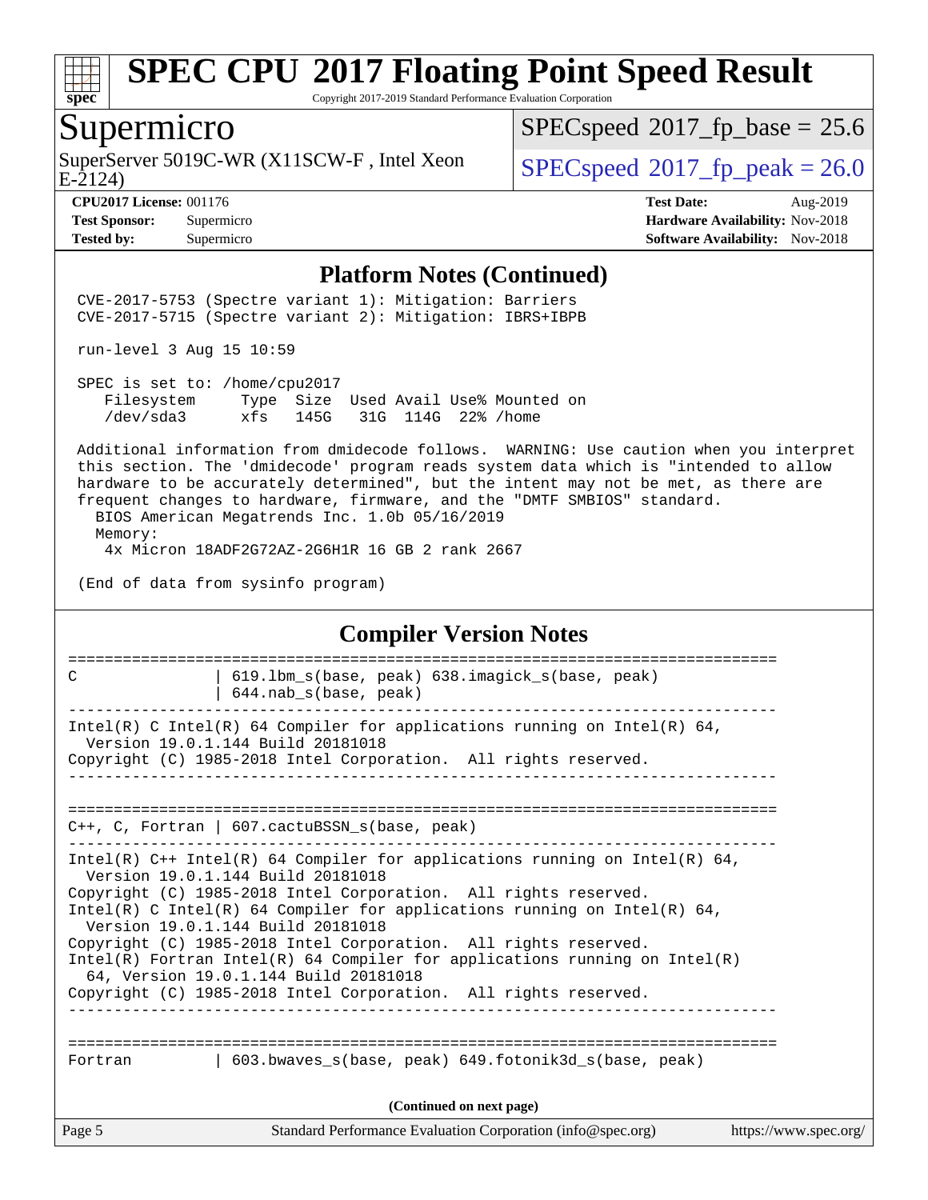# SPEC CPU 2017 Floating Point Speed Result

Copyright 2017-2019 Standard Performance Evaluation Corporation

## Supermicro

SuperServer 5019C-WR (X11SCW-F , Intel Xeon E-2124)

SPECspeed 2017_fp_base = 25.6

SPECspeed 2017_fp_peak = 26.0

**CPU2017 License:** 001176
**Test Sponsor:** Supermicro
**Tested by:** Supermicro

**Test Date:** Aug-2019
**Hardware Availability:** Nov-2018
**Software Availability:** Nov-2018

### Platform Notes (Continued)

```
CVE-2017-5753 (Spectre variant 1): Mitigation: Barriers
CVE-2017-5715 (Spectre variant 2): Mitigation: IBRS+IBPB

run-level 3 Aug 15 10:59

SPEC is set to: /home/cpu2017
   Filesystem     Type  Size  Used Avail Use% Mounted on
   /dev/sda3      xfs   145G   31G  114G  22% /home

Additional information from dmidecode follows.  WARNING: Use caution when you interpret
this section. The 'dmidecode' program reads system data which is "intended to allow
hardware to be accurately determined", but the intent may not be met, as there are
frequent changes to hardware, firmware, and the "DMTF SMBIOS" standard.
  BIOS American Megatrends Inc. 1.0b 05/16/2019
  Memory:
    4x Micron 18ADF2G72AZ-2G6H1R 16 GB 2 rank 2667

(End of data from sysinfo program)
```

### Compiler Version Notes

```
==============================================================================
C               | 619.lbm_s(base, peak) 638.imagick_s(base, peak)
                | 644.nab_s(base, peak)
------------------------------------------------------------------------------
Intel(R) C Intel(R) 64 Compiler for applications running on Intel(R) 64,
  Version 19.0.1.144 Build 20181018
Copyright (C) 1985-2018 Intel Corporation.  All rights reserved.
------------------------------------------------------------------------------

==============================================================================
C++, C, Fortran | 607.cactuBSSN_s(base, peak)
------------------------------------------------------------------------------
Intel(R) C++ Intel(R) 64 Compiler for applications running on Intel(R) 64,
  Version 19.0.1.144 Build 20181018
Copyright (C) 1985-2018 Intel Corporation.  All rights reserved.
Intel(R) C Intel(R) 64 Compiler for applications running on Intel(R) 64,
  Version 19.0.1.144 Build 20181018
Copyright (C) 1985-2018 Intel Corporation.  All rights reserved.
Intel(R) Fortran Intel(R) 64 Compiler for applications running on Intel(R)
  64, Version 19.0.1.144 Build 20181018
Copyright (C) 1985-2018 Intel Corporation.  All rights reserved.
------------------------------------------------------------------------------

==============================================================================
Fortran         | 603.bwaves_s(base, peak) 649.fotonik3d_s(base, peak)
```

(Continued on next page)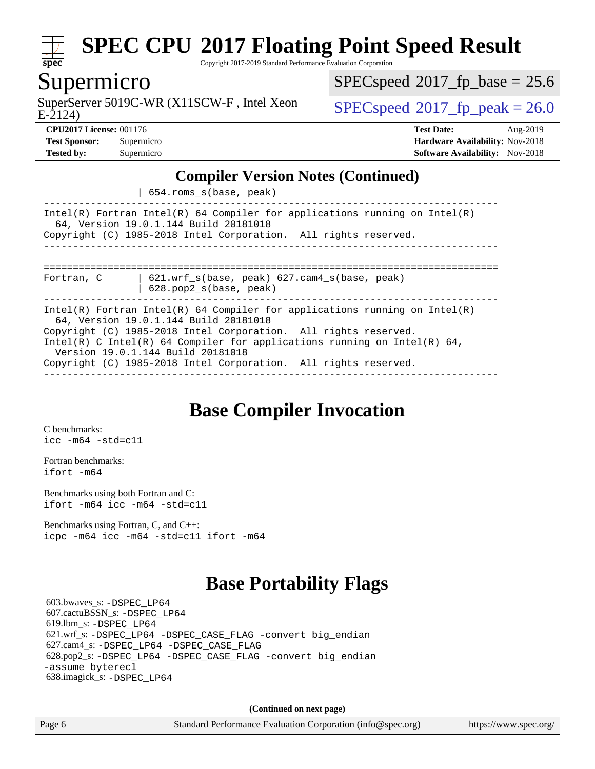# SPEC CPU 2017 Floating Point Speed Result

Copyright 2017-2019 Standard Performance Evaluation Corporation

## Supermicro

SuperServer 5019C-WR (X11SCW-F , Intel Xeon E-2124)

SPECspeed 2017_fp_base = 25.6

SPECspeed 2017_fp_peak = 26.0

**CPU2017 License:** 001176
**Test Sponsor:** Supermicro
**Tested by:** Supermicro

**Test Date:** Aug-2019
**Hardware Availability:** Nov-2018
**Software Availability:** Nov-2018

## Compiler Version Notes (Continued)

```
                 | 654.roms_s(base, peak)
------------------------------------------------------------------------------
Intel(R) Fortran Intel(R) 64 Compiler for applications running on Intel(R)
  64, Version 19.0.1.144 Build 20181018
Copyright (C) 1985-2018 Intel Corporation.  All rights reserved.
------------------------------------------------------------------------------

==============================================================================
Fortran, C       | 621.wrf_s(base, peak) 627.cam4_s(base, peak)
                 | 628.pop2_s(base, peak)
------------------------------------------------------------------------------
Intel(R) Fortran Intel(R) 64 Compiler for applications running on Intel(R)
  64, Version 19.0.1.144 Build 20181018
Copyright (C) 1985-2018 Intel Corporation.  All rights reserved.
Intel(R) C Intel(R) 64 Compiler for applications running on Intel(R) 64,
  Version 19.0.1.144 Build 20181018
Copyright (C) 1985-2018 Intel Corporation.  All rights reserved.
------------------------------------------------------------------------------
```

## Base Compiler Invocation

C benchmarks:
`icc -m64 -std=c11`

Fortran benchmarks:
`ifort -m64`

Benchmarks using both Fortran and C:
`ifort -m64 icc -m64 -std=c11`

Benchmarks using Fortran, C, and C++:
`icpc -m64 icc -m64 -std=c11 ifort -m64`

## Base Portability Flags

603.bwaves_s: `-DSPEC_LP64`
607.cactuBSSN_s: `-DSPEC_LP64`
619.lbm_s: `-DSPEC_LP64`
621.wrf_s: `-DSPEC_LP64 -DSPEC_CASE_FLAG -convert big_endian`
627.cam4_s: `-DSPEC_LP64 -DSPEC_CASE_FLAG`
628.pop2_s: `-DSPEC_LP64 -DSPEC_CASE_FLAG -convert big_endian -assume byterecl`
638.imagick_s: `-DSPEC_LP64`

**(Continued on next page)**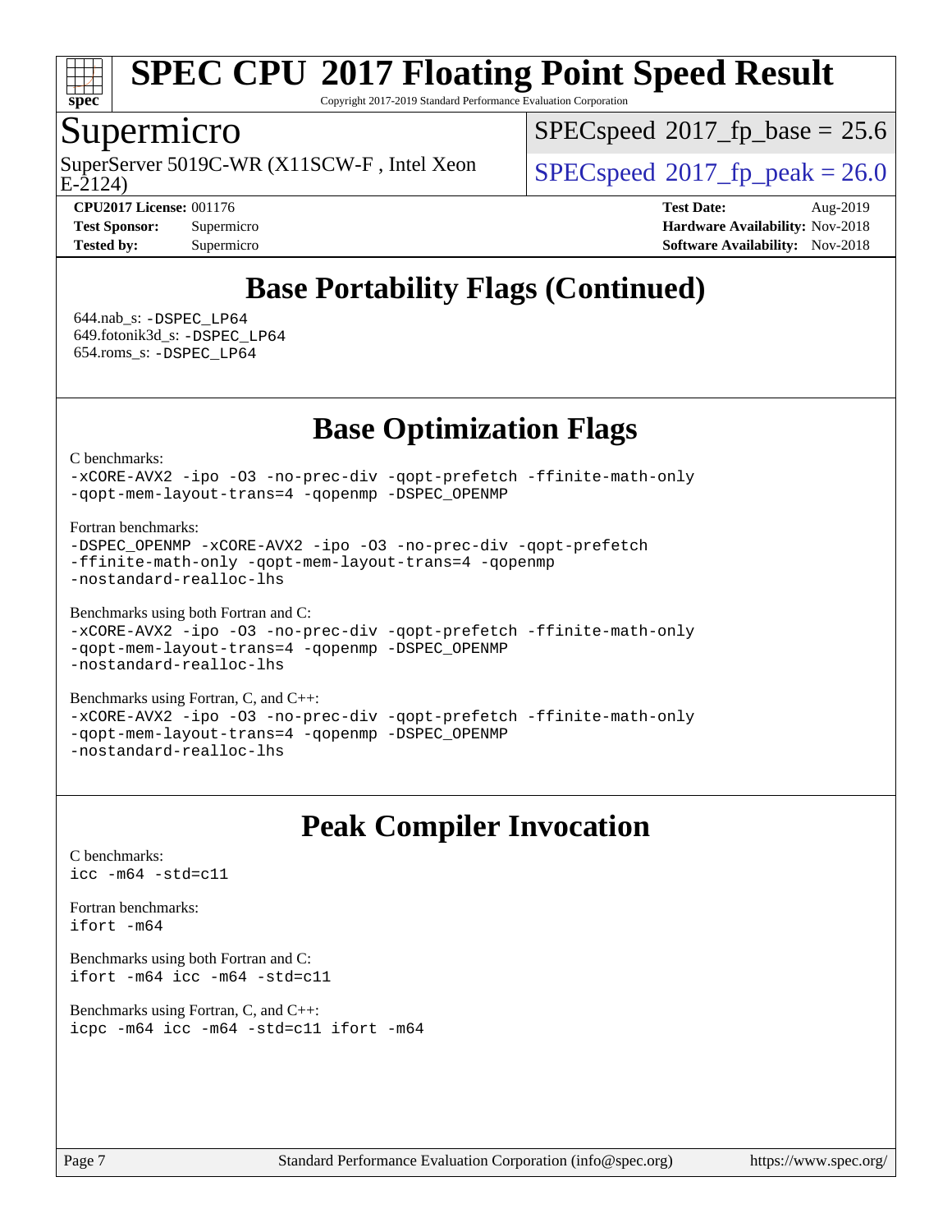# SPEC CPU 2017 Floating Point Speed Result

Copyright 2017-2019 Standard Performance Evaluation Corporation

## Supermicro

SuperServer 5019C-WR (X11SCW-F , Intel Xeon E-2124)

SPECspeed 2017_fp_base = 25.6

SPECspeed 2017_fp_peak = 26.0

**CPU2017 License:** 001176
**Test Sponsor:** Supermicro
**Tested by:** Supermicro

**Test Date:** Aug-2019
**Hardware Availability:** Nov-2018
**Software Availability:** Nov-2018

## Base Portability Flags (Continued)

644.nab_s: `-DSPEC_LP64`
649.fotonik3d_s: `-DSPEC_LP64`
654.roms_s: `-DSPEC_LP64`

## Base Optimization Flags

C benchmarks:
```
-xCORE-AVX2 -ipo -O3 -no-prec-div -qopt-prefetch -ffinite-math-only
-qopt-mem-layout-trans=4 -qopenmp -DSPEC_OPENMP
```

Fortran benchmarks:
```
-DSPEC_OPENMP -xCORE-AVX2 -ipo -O3 -no-prec-div -qopt-prefetch
-ffinite-math-only -qopt-mem-layout-trans=4 -qopenmp
-nostandard-realloc-lhs
```

Benchmarks using both Fortran and C:
```
-xCORE-AVX2 -ipo -O3 -no-prec-div -qopt-prefetch -ffinite-math-only
-qopt-mem-layout-trans=4 -qopenmp -DSPEC_OPENMP
-nostandard-realloc-lhs
```

Benchmarks using Fortran, C, and C++:
```
-xCORE-AVX2 -ipo -O3 -no-prec-div -qopt-prefetch -ffinite-math-only
-qopt-mem-layout-trans=4 -qopenmp -DSPEC_OPENMP
-nostandard-realloc-lhs
```

## Peak Compiler Invocation

C benchmarks:
```
icc -m64 -std=c11
```

Fortran benchmarks:
```
ifort -m64
```

Benchmarks using both Fortran and C:
```
ifort -m64 icc -m64 -std=c11
```

Benchmarks using Fortran, C, and C++:
```
icpc -m64 icc -m64 -std=c11 ifort -m64
```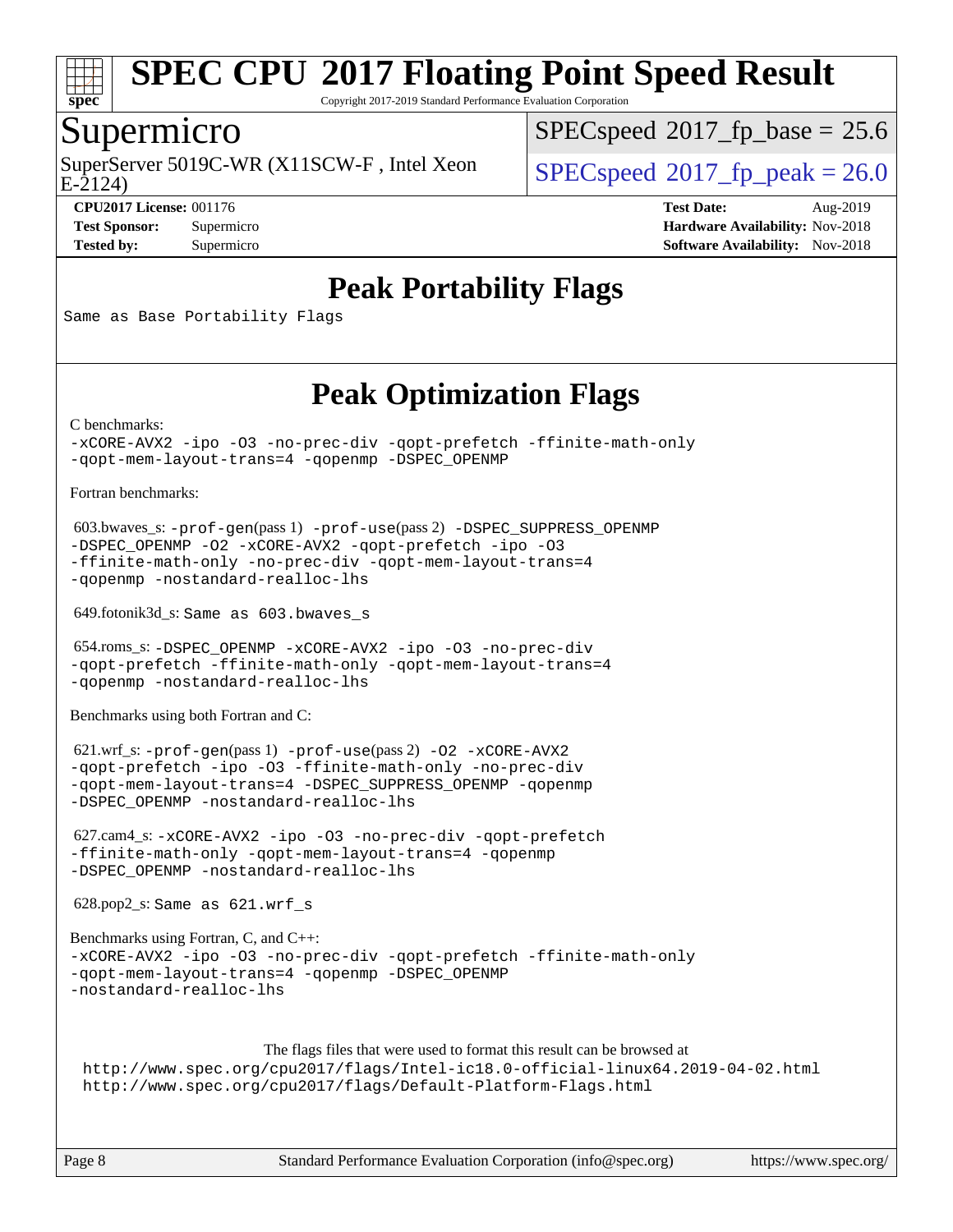# SPEC CPU 2017 Floating Point Speed Result

Copyright 2017-2019 Standard Performance Evaluation Corporation

## Supermicro

SuperServer 5019C-WR (X11SCW-F , Intel Xeon E-2124)

SPECspeed 2017_fp_base = 25.6

SPECspeed 2017_fp_peak = 26.0

**CPU2017 License:** 001176
**Test Sponsor:** Supermicro
**Tested by:** Supermicro

**Test Date:** Aug-2019
**Hardware Availability:** Nov-2018
**Software Availability:** Nov-2018

## Peak Portability Flags

Same as Base Portability Flags

## Peak Optimization Flags

C benchmarks:

-xCORE-AVX2 -ipo -O3 -no-prec-div -qopt-prefetch -ffinite-math-only -qopt-mem-layout-trans=4 -qopenmp -DSPEC_OPENMP

Fortran benchmarks:

603.bwaves_s: -prof-gen(pass 1) -prof-use(pass 2) -DSPEC_SUPPRESS_OPENMP -DSPEC_OPENMP -O2 -xCORE-AVX2 -qopt-prefetch -ipo -O3 -ffinite-math-only -no-prec-div -qopt-mem-layout-trans=4 -qopenmp -nostandard-realloc-lhs

649.fotonik3d_s: Same as 603.bwaves_s

654.roms_s: -DSPEC_OPENMP -xCORE-AVX2 -ipo -O3 -no-prec-div -qopt-prefetch -ffinite-math-only -qopt-mem-layout-trans=4 -qopenmp -nostandard-realloc-lhs

Benchmarks using both Fortran and C:

621.wrf_s: -prof-gen(pass 1) -prof-use(pass 2) -O2 -xCORE-AVX2 -qopt-prefetch -ipo -O3 -ffinite-math-only -no-prec-div -qopt-mem-layout-trans=4 -DSPEC_SUPPRESS_OPENMP -qopenmp -DSPEC_OPENMP -nostandard-realloc-lhs

627.cam4_s: -xCORE-AVX2 -ipo -O3 -no-prec-div -qopt-prefetch -ffinite-math-only -qopt-mem-layout-trans=4 -qopenmp -DSPEC_OPENMP -nostandard-realloc-lhs

628.pop2_s: Same as 621.wrf_s

Benchmarks using Fortran, C, and C++:

-xCORE-AVX2 -ipo -O3 -no-prec-div -qopt-prefetch -ffinite-math-only -qopt-mem-layout-trans=4 -qopenmp -DSPEC_OPENMP -nostandard-realloc-lhs

The flags files that were used to format this result can be browsed at

http://www.spec.org/cpu2017/flags/Intel-ic18.0-official-linux64.2019-04-02.html
http://www.spec.org/cpu2017/flags/Default-Platform-Flags.html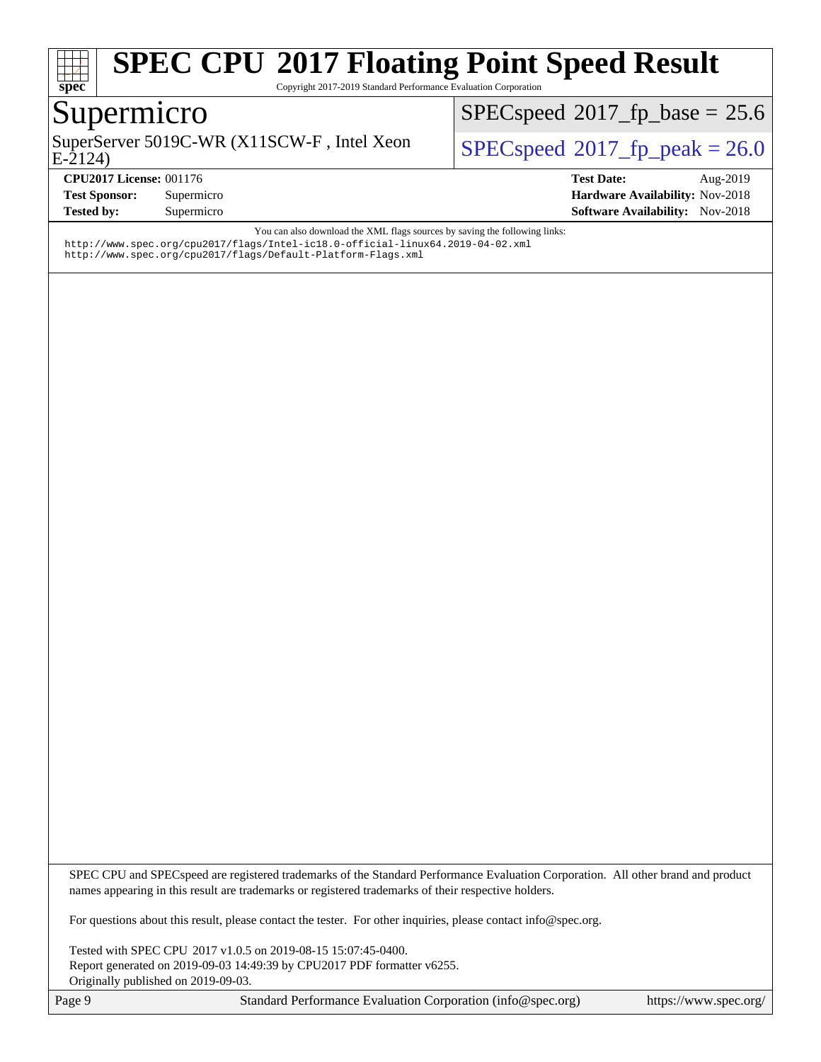You can also download the XML flags sources by saving the following links:

```
http://www.spec.org/cpu2017/flags/Intel-ic18.0-official-linux64.2019-04-02.xml
http://www.spec.org/cpu2017/flags/Default-Platform-Flags.xml
```

SPEC CPU and SPECspeed are registered trademarks of the Standard Performance Evaluation Corporation. All other brand and product names appearing in this result are trademarks or registered trademarks of their respective holders.

For questions about this result, please contact the tester. For other inquiries, please contact info@spec.org.

Tested with SPEC CPU 2017 v1.0.5 on 2019-08-15 15:07:45-0400.
Report generated on 2019-09-03 14:49:39 by CPU2017 PDF formatter v6255.
Originally published on 2019-09-03.